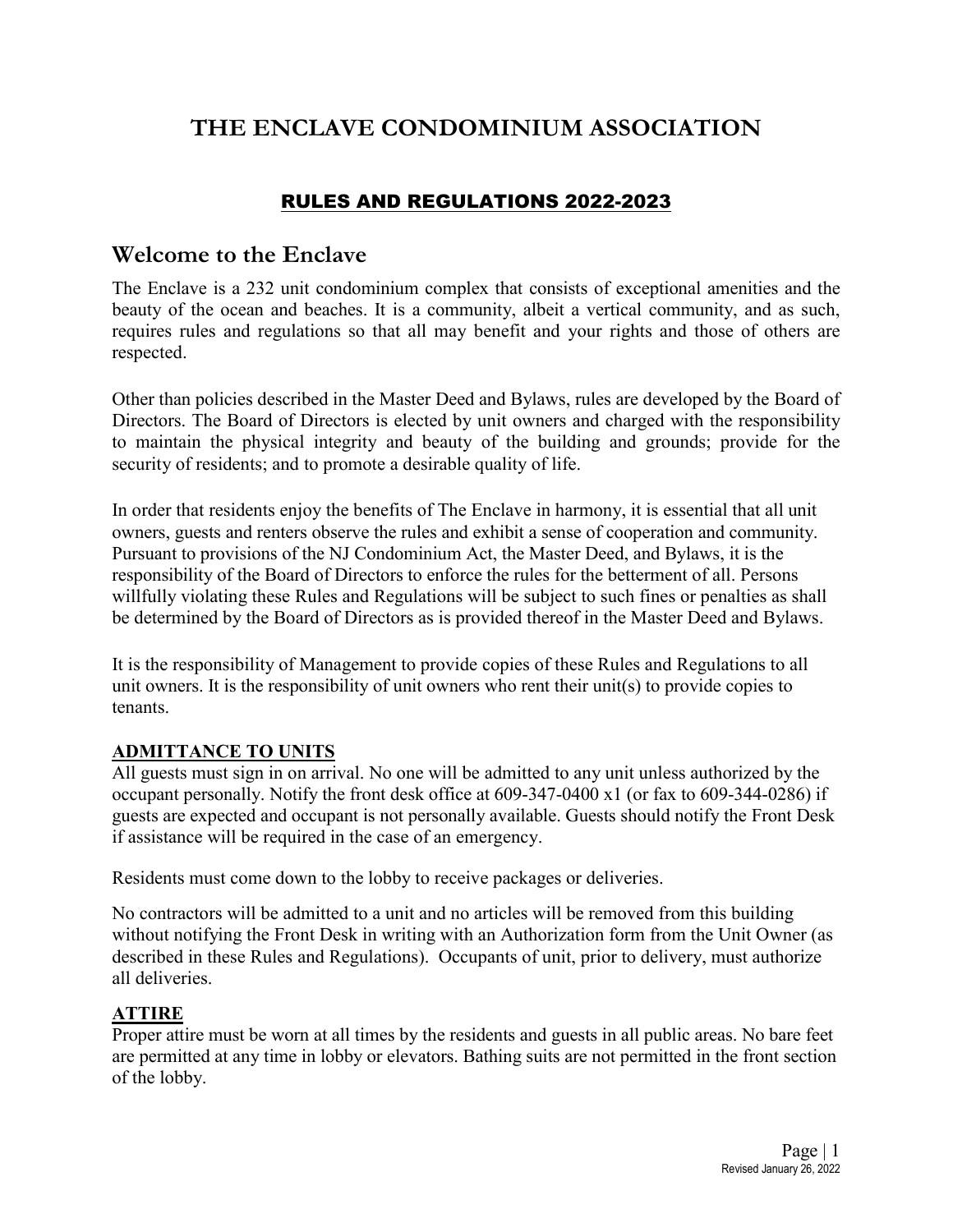# THE ENCLAVE CONDOMINIUM ASSOCIATION

## RULES AND REGULATIONS 2022-2023

## Welcome to the Enclave

The Enclave is a 232 unit condominium complex that consists of exceptional amenities and the beauty of the ocean and beaches. It is a community, albeit a vertical community, and as such, requires rules and regulations so that all may benefit and your rights and those of others are respected.

Other than policies described in the Master Deed and Bylaws, rules are developed by the Board of Directors. The Board of Directors is elected by unit owners and charged with the responsibility to maintain the physical integrity and beauty of the building and grounds; provide for the security of residents; and to promote a desirable quality of life.

In order that residents enjoy the benefits of The Enclave in harmony, it is essential that all unit owners, guests and renters observe the rules and exhibit a sense of cooperation and community. Pursuant to provisions of the NJ Condominium Act, the Master Deed, and Bylaws, it is the responsibility of the Board of Directors to enforce the rules for the betterment of all. Persons willfully violating these Rules and Regulations will be subject to such fines or penalties as shall be determined by the Board of Directors as is provided thereof in the Master Deed and Bylaws.

It is the responsibility of Management to provide copies of these Rules and Regulations to all unit owners. It is the responsibility of unit owners who rent their unit(s) to provide copies to tenants.

### ADMITTANCE TO UNITS

All guests must sign in on arrival. No one will be admitted to any unit unless authorized by the occupant personally. Notify the front desk office at 609-347-0400 x1 (or fax to 609-344-0286) if guests are expected and occupant is not personally available. Guests should notify the Front Desk if assistance will be required in the case of an emergency.

Residents must come down to the lobby to receive packages or deliveries.

No contractors will be admitted to a unit and no articles will be removed from this building without notifying the Front Desk in writing with an Authorization form from the Unit Owner (as described in these Rules and Regulations). Occupants of unit, prior to delivery, must authorize all deliveries.

### ATTIRE

Proper attire must be worn at all times by the residents and guests in all public areas. No bare feet are permitted at any time in lobby or elevators. Bathing suits are not permitted in the front section of the lobby.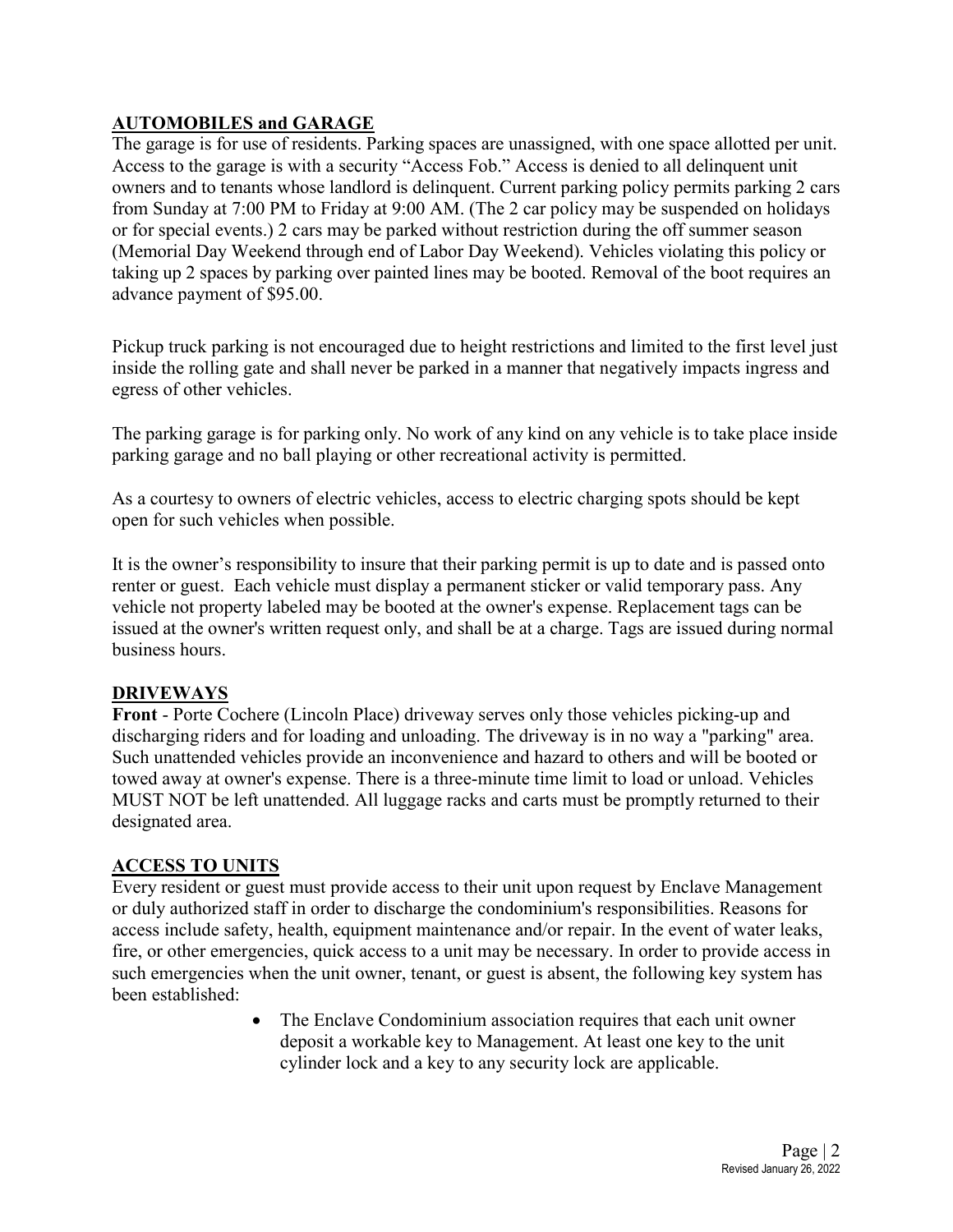## AUTOMOBILES and GARAGE

The garage is for use of residents. Parking spaces are unassigned, with one space allotted per unit. Access to the garage is with a security "Access Fob." Access is denied to all delinquent unit owners and to tenants whose landlord is delinquent. Current parking policy permits parking 2 cars from Sunday at 7:00 PM to Friday at 9:00 AM. (The 2 car policy may be suspended on holidays or for special events.) 2 cars may be parked without restriction during the off summer season (Memorial Day Weekend through end of Labor Day Weekend). Vehicles violating this policy or taking up 2 spaces by parking over painted lines may be booted. Removal of the boot requires an advance payment of $95.00.

Pickup truck parking is not encouraged due to height restrictions and limited to the first level just inside the rolling gate and shall never be parked in a manner that negatively impacts ingress and egress of other vehicles.

The parking garage is for parking only. No work of any kind on any vehicle is to take place inside parking garage and no ball playing or other recreational activity is permitted.

As a courtesy to owners of electric vehicles, access to electric charging spots should be kept open for such vehicles when possible.

It is the owner's responsibility to insure that their parking permit is up to date and is passed onto renter or guest. Each vehicle must display a permanent sticker or valid temporary pass. Any vehicle not property labeled may be booted at the owner's expense. Replacement tags can be issued at the owner's written request only, and shall be at a charge. Tags are issued during normal business hours.

## DRIVEWAYS

**Front** - Porte Cochere (Lincoln Place) driveway serves only those vehicles picking-up and discharging riders and for loading and unloading. The driveway is in no way a "parking" area. Such unattended vehicles provide an inconvenience and hazard to others and will be booted or towed away at owner's expense. There is a three-minute time limit to load or unload. Vehicles MUST NOT be left unattended. All luggage racks and carts must be promptly returned to their designated area.

## ACCESS TO UNITS

Every resident or guest must provide access to their unit upon request by Enclave Management or duly authorized staff in order to discharge the condominium's responsibilities. Reasons for access include safety, health, equipment maintenance and/or repair. In the event of water leaks, fire, or other emergencies, quick access to a unit may be necessary. In order to provide access in such emergencies when the unit owner, tenant, or guest is absent, the following key system has been established:

- The Enclave Condominium association requires that each unit owner deposit a workable key to Management. At least one key to the unit cylinder lock and a key to any security lock are applicable.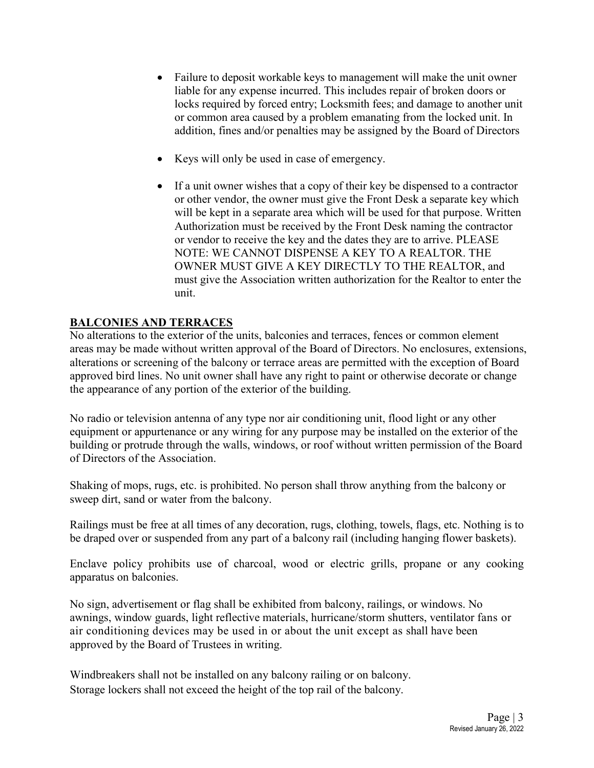- Failure to deposit workable keys to management will make the unit owner liable for any expense incurred. This includes repair of broken doors or locks required by forced entry; Locksmith fees; and damage to another unit or common area caused by a problem emanating from the locked unit. In addition, fines and/or penalties may be assigned by the Board of Directors

- Keys will only be used in case of emergency.

- If a unit owner wishes that a copy of their key be dispensed to a contractor or other vendor, the owner must give the Front Desk a separate key which will be kept in a separate area which will be used for that purpose. Written Authorization must be received by the Front Desk naming the contractor or vendor to receive the key and the dates they are to arrive. PLEASE NOTE: WE CANNOT DISPENSE A KEY TO A REALTOR. THE OWNER MUST GIVE A KEY DIRECTLY TO THE REALTOR, and must give the Association written authorization for the Realtor to enter the unit.

## BALCONIES AND TERRACES

No alterations to the exterior of the units, balconies and terraces, fences or common element areas may be made without written approval of the Board of Directors. No enclosures, extensions, alterations or screening of the balcony or terrace areas are permitted with the exception of Board approved bird lines. No unit owner shall have any right to paint or otherwise decorate or change the appearance of any portion of the exterior of the building.

No radio or television antenna of any type nor air conditioning unit, flood light or any other equipment or appurtenance or any wiring for any purpose may be installed on the exterior of the building or protrude through the walls, windows, or roof without written permission of the Board of Directors of the Association.

Shaking of mops, rugs, etc. is prohibited. No person shall throw anything from the balcony or sweep dirt, sand or water from the balcony.

Railings must be free at all times of any decoration, rugs, clothing, towels, flags, etc. Nothing is to be draped over or suspended from any part of a balcony rail (including hanging flower baskets).

Enclave policy prohibits use of charcoal, wood or electric grills, propane or any cooking apparatus on balconies.

No sign, advertisement or flag shall be exhibited from balcony, railings, or windows. No awnings, window guards, light reflective materials, hurricane/storm shutters, ventilator fans or air conditioning devices may be used in or about the unit except as shall have been approved by the Board of Trustees in writing.

Windbreakers shall not be installed on any balcony railing or on balcony.
Storage lockers shall not exceed the height of the top rail of the balcony.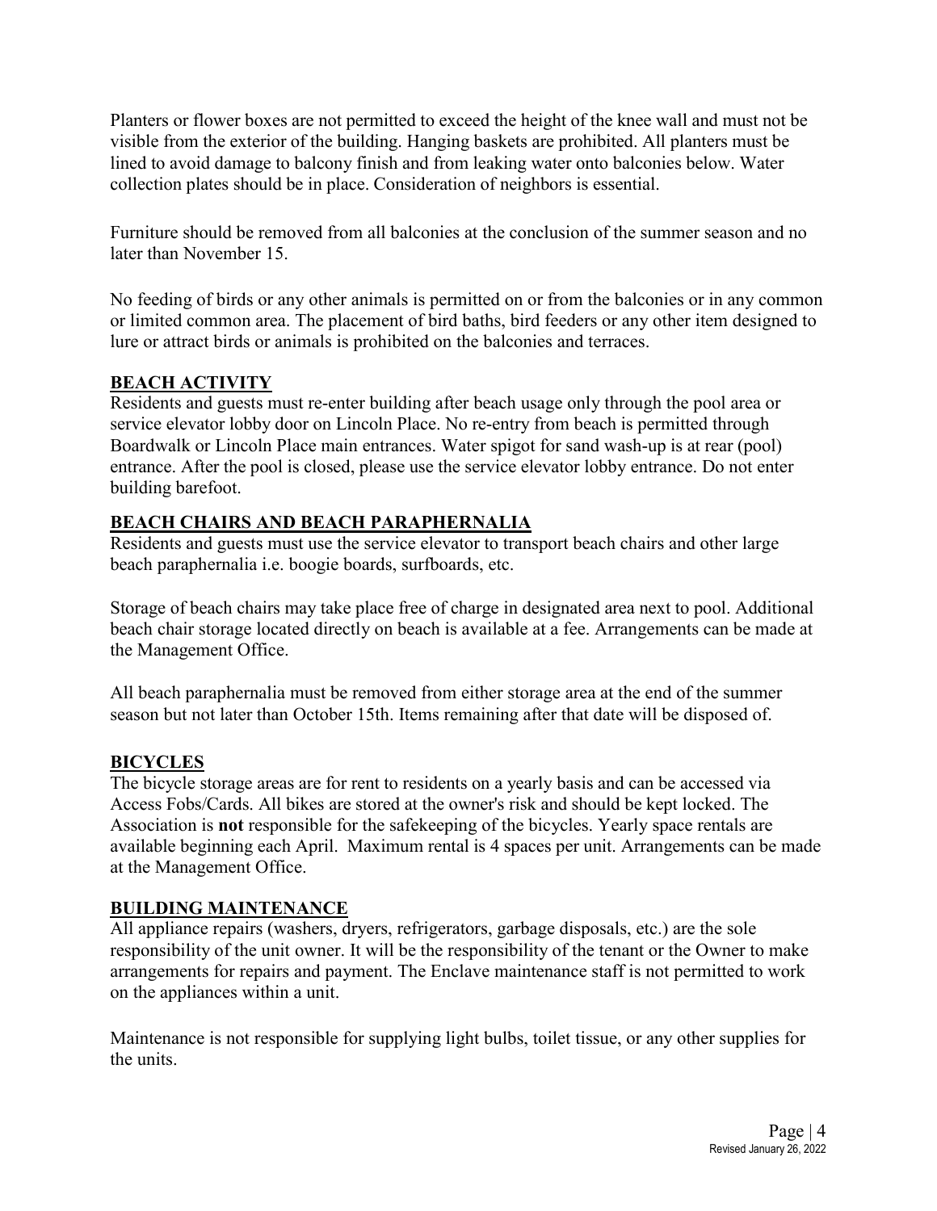Planters or flower boxes are not permitted to exceed the height of the knee wall and must not be visible from the exterior of the building. Hanging baskets are prohibited. All planters must be lined to avoid damage to balcony finish and from leaking water onto balconies below. Water collection plates should be in place. Consideration of neighbors is essential.

Furniture should be removed from all balconies at the conclusion of the summer season and no later than November 15.

No feeding of birds or any other animals is permitted on or from the balconies or in any common or limited common area. The placement of bird baths, bird feeders or any other item designed to lure or attract birds or animals is prohibited on the balconies and terraces.

## BEACH ACTIVITY

Residents and guests must re-enter building after beach usage only through the pool area or service elevator lobby door on Lincoln Place. No re-entry from beach is permitted through Boardwalk or Lincoln Place main entrances. Water spigot for sand wash-up is at rear (pool) entrance. After the pool is closed, please use the service elevator lobby entrance. Do not enter building barefoot.

## BEACH CHAIRS AND BEACH PARAPHERNALIA

Residents and guests must use the service elevator to transport beach chairs and other large beach paraphernalia i.e. boogie boards, surfboards, etc.

Storage of beach chairs may take place free of charge in designated area next to pool. Additional beach chair storage located directly on beach is available at a fee. Arrangements can be made at the Management Office.

All beach paraphernalia must be removed from either storage area at the end of the summer season but not later than October 15th. Items remaining after that date will be disposed of.

## BICYCLES

The bicycle storage areas are for rent to residents on a yearly basis and can be accessed via Access Fobs/Cards. All bikes are stored at the owner's risk and should be kept locked. The Association is **not** responsible for the safekeeping of the bicycles. Yearly space rentals are available beginning each April. Maximum rental is 4 spaces per unit. Arrangements can be made at the Management Office.

## BUILDING MAINTENANCE

All appliance repairs (washers, dryers, refrigerators, garbage disposals, etc.) are the sole responsibility of the unit owner. It will be the responsibility of the tenant or the Owner to make arrangements for repairs and payment. The Enclave maintenance staff is not permitted to work on the appliances within a unit.

Maintenance is not responsible for supplying light bulbs, toilet tissue, or any other supplies for the units.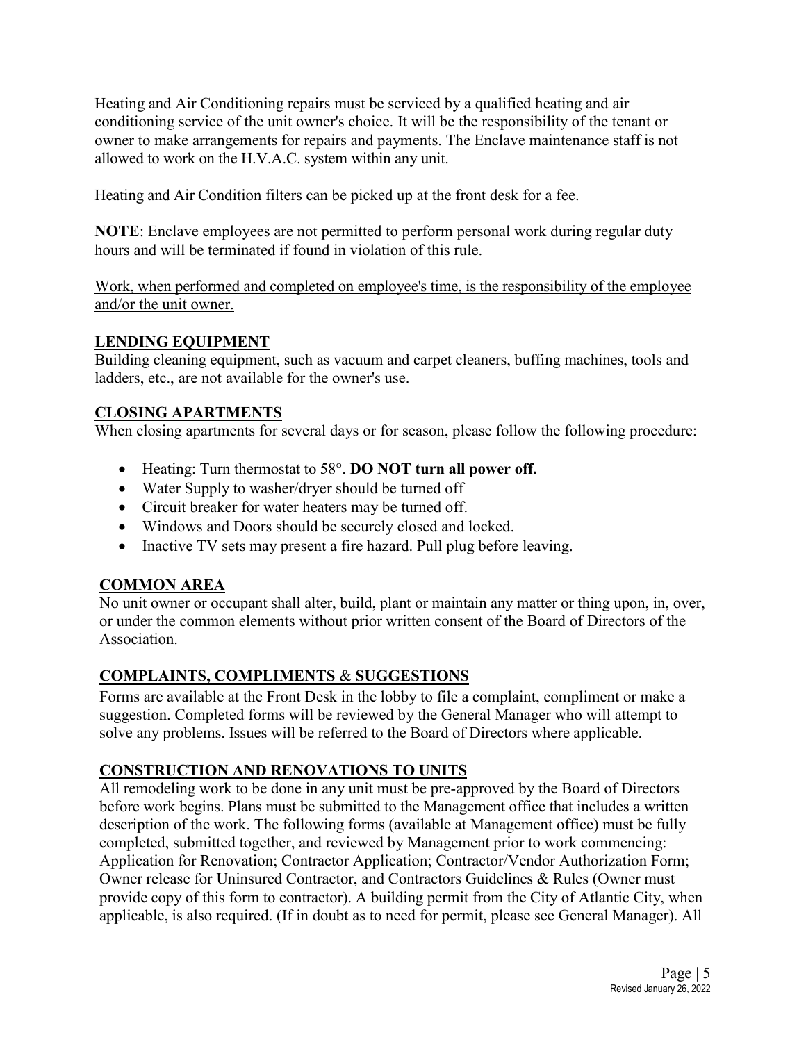Heating and Air Conditioning repairs must be serviced by a qualified heating and air conditioning service of the unit owner's choice. It will be the responsibility of the tenant or owner to make arrangements for repairs and payments. The Enclave maintenance staff is not allowed to work on the H.V.A.C. system within any unit.

Heating and Air Condition filters can be picked up at the front desk for a fee.

**NOTE**: Enclave employees are not permitted to perform personal work during regular duty hours and will be terminated if found in violation of this rule.

<u>Work, when performed and completed on employee's time, is the responsibility of the employee and/or the unit owner.</u>

## LENDING EQUIPMENT

Building cleaning equipment, such as vacuum and carpet cleaners, buffing machines, tools and ladders, etc., are not available for the owner's use.

## CLOSING APARTMENTS

When closing apartments for several days or for season, please follow the following procedure:

- Heating: Turn thermostat to 58°. **DO NOT turn all power off.**
- Water Supply to washer/dryer should be turned off
- Circuit breaker for water heaters may be turned off.
- Windows and Doors should be securely closed and locked.
- Inactive TV sets may present a fire hazard. Pull plug before leaving.

## COMMON AREA

No unit owner or occupant shall alter, build, plant or maintain any matter or thing upon, in, over, or under the common elements without prior written consent of the Board of Directors of the Association.

## COMPLAINTS, COMPLIMENTS & SUGGESTIONS

Forms are available at the Front Desk in the lobby to file a complaint, compliment or make a suggestion. Completed forms will be reviewed by the General Manager who will attempt to solve any problems. Issues will be referred to the Board of Directors where applicable.

## CONSTRUCTION AND RENOVATIONS TO UNITS

All remodeling work to be done in any unit must be pre-approved by the Board of Directors before work begins. Plans must be submitted to the Management office that includes a written description of the work. The following forms (available at Management office) must be fully completed, submitted together, and reviewed by Management prior to work commencing: Application for Renovation; Contractor Application; Contractor/Vendor Authorization Form; Owner release for Uninsured Contractor, and Contractors Guidelines & Rules (Owner must provide copy of this form to contractor). A building permit from the City of Atlantic City, when applicable, is also required. (If in doubt as to need for permit, please see General Manager). All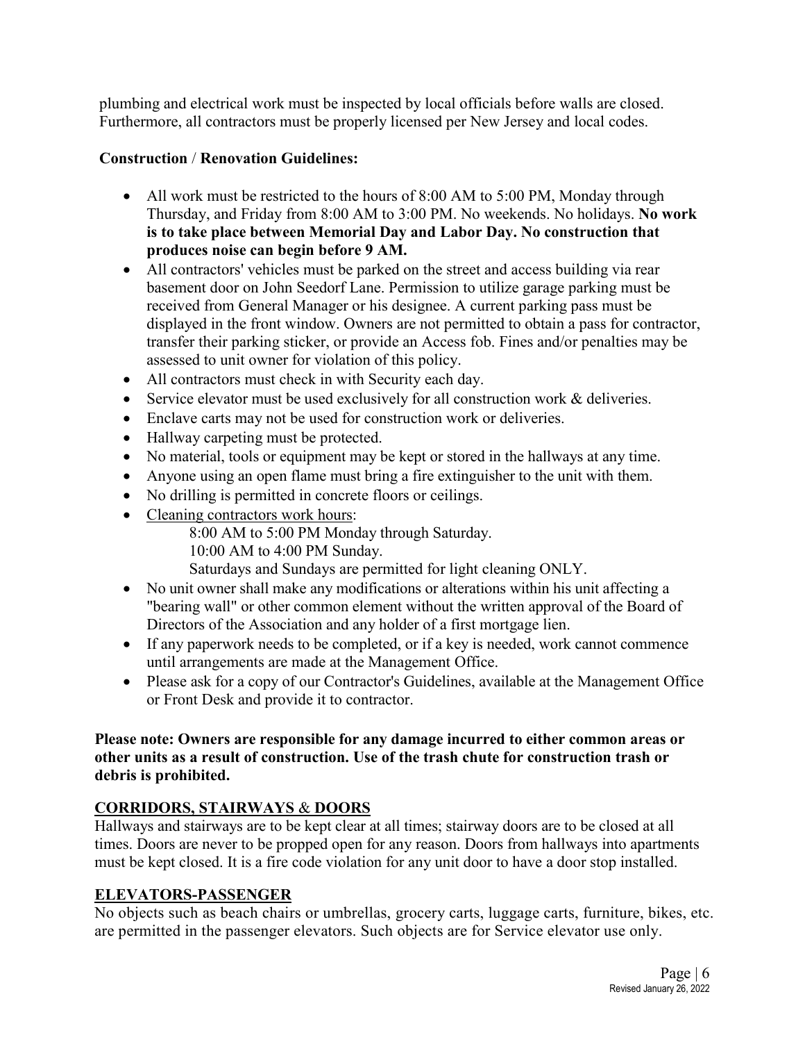plumbing and electrical work must be inspected by local officials before walls are closed. Furthermore, all contractors must be properly licensed per New Jersey and local codes.

**Construction / Renovation Guidelines:**

- All work must be restricted to the hours of 8:00 AM to 5:00 PM, Monday through Thursday, and Friday from 8:00 AM to 3:00 PM. No weekends. No holidays. **No work is to take place between Memorial Day and Labor Day. No construction that produces noise can begin before 9 AM.**
- All contractors' vehicles must be parked on the street and access building via rear basement door on John Seedorf Lane. Permission to utilize garage parking must be received from General Manager or his designee. A current parking pass must be displayed in the front window. Owners are not permitted to obtain a pass for contractor, transfer their parking sticker, or provide an Access fob. Fines and/or penalties may be assessed to unit owner for violation of this policy.
- All contractors must check in with Security each day.
- Service elevator must be used exclusively for all construction work & deliveries.
- Enclave carts may not be used for construction work or deliveries.
- Hallway carpeting must be protected.
- No material, tools or equipment may be kept or stored in the hallways at any time.
- Anyone using an open flame must bring a fire extinguisher to the unit with them.
- No drilling is permitted in concrete floors or ceilings.
- Cleaning contractors work hours:
  - 8:00 AM to 5:00 PM Monday through Saturday.
  - 10:00 AM to 4:00 PM Sunday.
  - Saturdays and Sundays are permitted for light cleaning ONLY.
- No unit owner shall make any modifications or alterations within his unit affecting a "bearing wall" or other common element without the written approval of the Board of Directors of the Association and any holder of a first mortgage lien.
- If any paperwork needs to be completed, or if a key is needed, work cannot commence until arrangements are made at the Management Office.
- Please ask for a copy of our Contractor's Guidelines, available at the Management Office or Front Desk and provide it to contractor.

**Please note: Owners are responsible for any damage incurred to either common areas or other units as a result of construction. Use of the trash chute for construction trash or debris is prohibited.**

## CORRIDORS, STAIRWAYS & DOORS

Hallways and stairways are to be kept clear at all times; stairway doors are to be closed at all times. Doors are never to be propped open for any reason. Doors from hallways into apartments must be kept closed. It is a fire code violation for any unit door to have a door stop installed.

## ELEVATORS-PASSENGER

No objects such as beach chairs or umbrellas, grocery carts, luggage carts, furniture, bikes, etc. are permitted in the passenger elevators. Such objects are for Service elevator use only.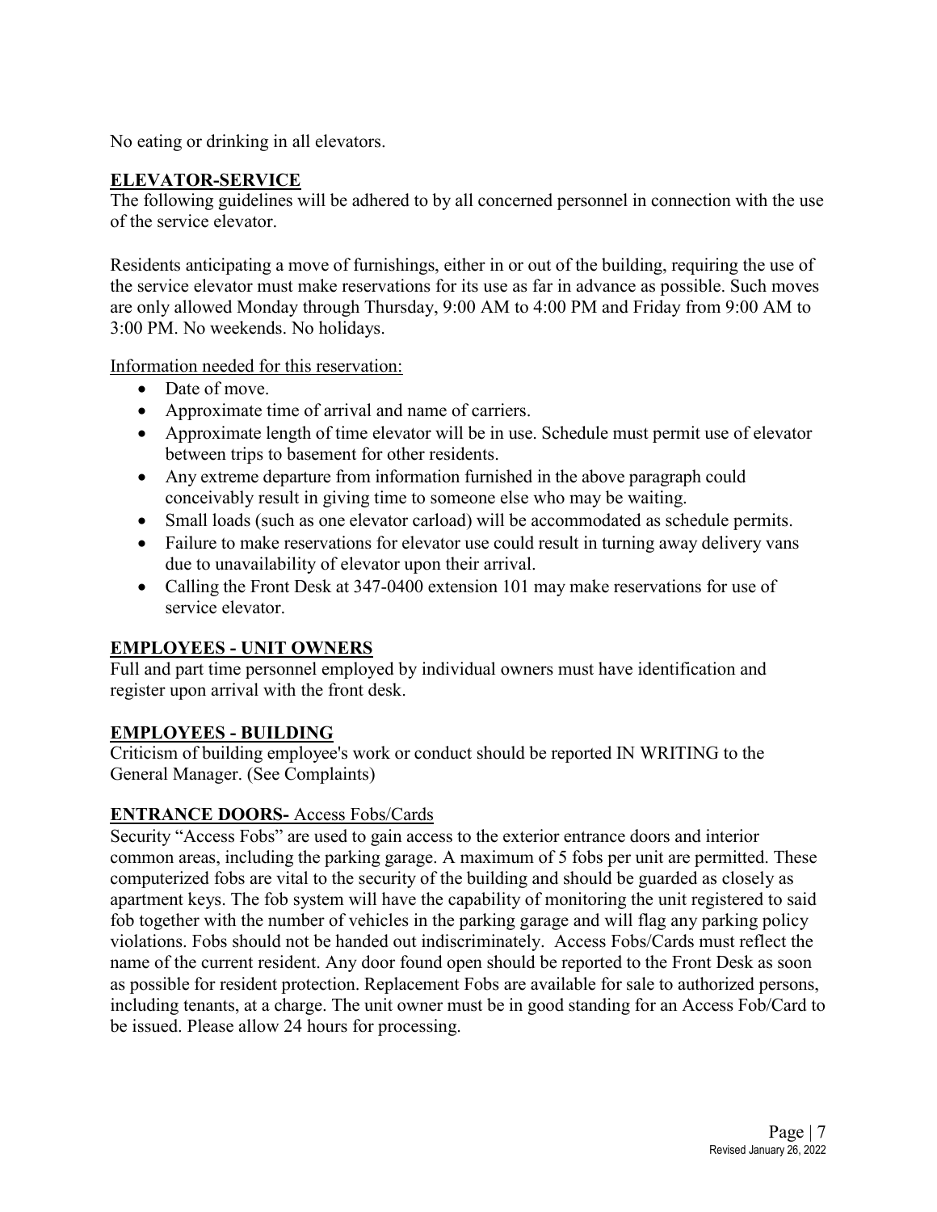No eating or drinking in all elevators.

## ELEVATOR-SERVICE

The following guidelines will be adhered to by all concerned personnel in connection with the use of the service elevator.

Residents anticipating a move of furnishings, either in or out of the building, requiring the use of the service elevator must make reservations for its use as far in advance as possible. Such moves are only allowed Monday through Thursday, 9:00 AM to 4:00 PM and Friday from 9:00 AM to 3:00 PM. No weekends. No holidays.

Information needed for this reservation:

- Date of move.
- Approximate time of arrival and name of carriers.
- Approximate length of time elevator will be in use. Schedule must permit use of elevator between trips to basement for other residents.
- Any extreme departure from information furnished in the above paragraph could conceivably result in giving time to someone else who may be waiting.
- Small loads (such as one elevator carload) will be accommodated as schedule permits.
- Failure to make reservations for elevator use could result in turning away delivery vans due to unavailability of elevator upon their arrival.
- Calling the Front Desk at 347-0400 extension 101 may make reservations for use of service elevator.

## EMPLOYEES - UNIT OWNERS

Full and part time personnel employed by individual owners must have identification and register upon arrival with the front desk.

## EMPLOYEES - BUILDING

Criticism of building employee's work or conduct should be reported IN WRITING to the General Manager. (See Complaints)

## ENTRANCE DOORS- Access Fobs/Cards

Security "Access Fobs" are used to gain access to the exterior entrance doors and interior common areas, including the parking garage. A maximum of 5 fobs per unit are permitted. These computerized fobs are vital to the security of the building and should be guarded as closely as apartment keys. The fob system will have the capability of monitoring the unit registered to said fob together with the number of vehicles in the parking garage and will flag any parking policy violations. Fobs should not be handed out indiscriminately. Access Fobs/Cards must reflect the name of the current resident. Any door found open should be reported to the Front Desk as soon as possible for resident protection. Replacement Fobs are available for sale to authorized persons, including tenants, at a charge. The unit owner must be in good standing for an Access Fob/Card to be issued. Please allow 24 hours for processing.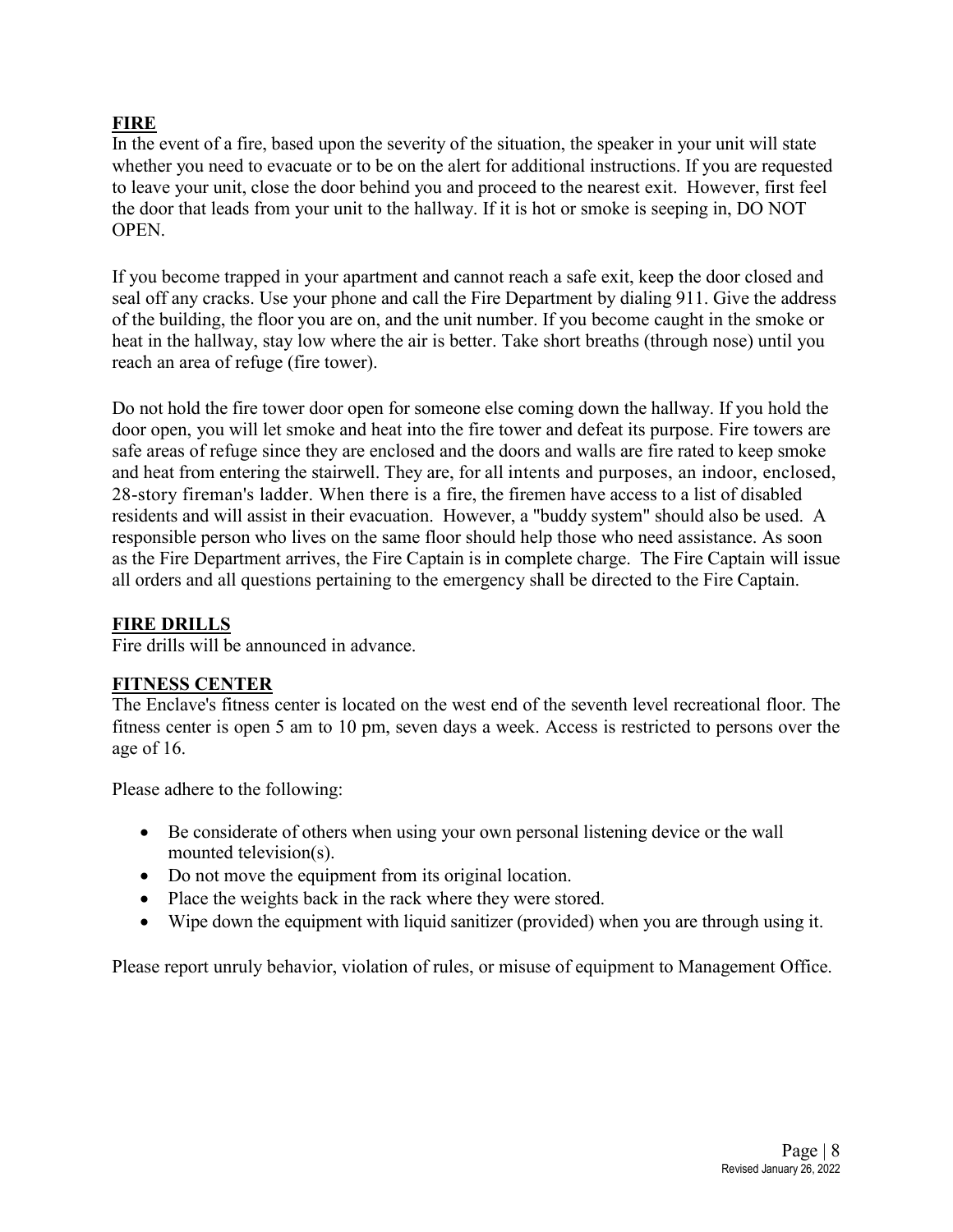## FIRE

In the event of a fire, based upon the severity of the situation, the speaker in your unit will state whether you need to evacuate or to be on the alert for additional instructions. If you are requested to leave your unit, close the door behind you and proceed to the nearest exit. However, first feel the door that leads from your unit to the hallway. If it is hot or smoke is seeping in, DO NOT OPEN.

If you become trapped in your apartment and cannot reach a safe exit, keep the door closed and seal off any cracks. Use your phone and call the Fire Department by dialing 911. Give the address of the building, the floor you are on, and the unit number. If you become caught in the smoke or heat in the hallway, stay low where the air is better. Take short breaths (through nose) until you reach an area of refuge (fire tower).

Do not hold the fire tower door open for someone else coming down the hallway. If you hold the door open, you will let smoke and heat into the fire tower and defeat its purpose. Fire towers are safe areas of refuge since they are enclosed and the doors and walls are fire rated to keep smoke and heat from entering the stairwell. They are, for all intents and purposes, an indoor, enclosed, 28-story fireman's ladder. When there is a fire, the firemen have access to a list of disabled residents and will assist in their evacuation. However, a "buddy system" should also be used. A responsible person who lives on the same floor should help those who need assistance. As soon as the Fire Department arrives, the Fire Captain is in complete charge. The Fire Captain will issue all orders and all questions pertaining to the emergency shall be directed to the Fire Captain.

## FIRE DRILLS

Fire drills will be announced in advance.

## FITNESS CENTER

The Enclave's fitness center is located on the west end of the seventh level recreational floor. The fitness center is open 5 am to 10 pm, seven days a week. Access is restricted to persons over the age of 16.

Please adhere to the following:

- Be considerate of others when using your own personal listening device or the wall mounted television(s).
- Do not move the equipment from its original location.
- Place the weights back in the rack where they were stored.
- Wipe down the equipment with liquid sanitizer (provided) when you are through using it.

Please report unruly behavior, violation of rules, or misuse of equipment to Management Office.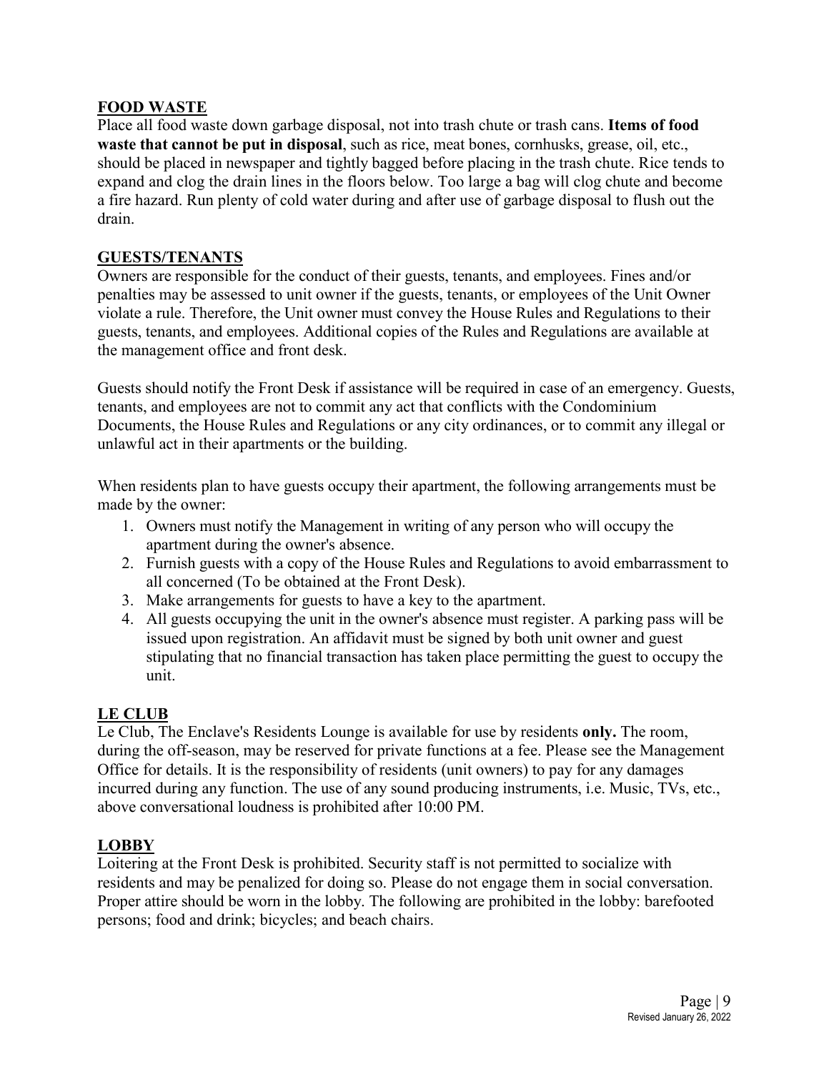## FOOD WASTE

Place all food waste down garbage disposal, not into trash chute or trash cans. **Items of food waste that cannot be put in disposal**, such as rice, meat bones, cornhusks, grease, oil, etc., should be placed in newspaper and tightly bagged before placing in the trash chute. Rice tends to expand and clog the drain lines in the floors below. Too large a bag will clog chute and become a fire hazard. Run plenty of cold water during and after use of garbage disposal to flush out the drain.

## GUESTS/TENANTS

Owners are responsible for the conduct of their guests, tenants, and employees. Fines and/or penalties may be assessed to unit owner if the guests, tenants, or employees of the Unit Owner violate a rule. Therefore, the Unit owner must convey the House Rules and Regulations to their guests, tenants, and employees. Additional copies of the Rules and Regulations are available at the management office and front desk.

Guests should notify the Front Desk if assistance will be required in case of an emergency. Guests, tenants, and employees are not to commit any act that conflicts with the Condominium Documents, the House Rules and Regulations or any city ordinances, or to commit any illegal or unlawful act in their apartments or the building.

When residents plan to have guests occupy their apartment, the following arrangements must be made by the owner:

1. Owners must notify the Management in writing of any person who will occupy the apartment during the owner's absence.
2. Furnish guests with a copy of the House Rules and Regulations to avoid embarrassment to all concerned (To be obtained at the Front Desk).
3. Make arrangements for guests to have a key to the apartment.
4. All guests occupying the unit in the owner's absence must register. A parking pass will be issued upon registration. An affidavit must be signed by both unit owner and guest stipulating that no financial transaction has taken place permitting the guest to occupy the unit.

## LE CLUB

Le Club, The Enclave's Residents Lounge is available for use by residents **only.** The room, during the off-season, may be reserved for private functions at a fee. Please see the Management Office for details. It is the responsibility of residents (unit owners) to pay for any damages incurred during any function. The use of any sound producing instruments, i.e. Music, TVs, etc., above conversational loudness is prohibited after 10:00 PM.

## LOBBY

Loitering at the Front Desk is prohibited. Security staff is not permitted to socialize with residents and may be penalized for doing so. Please do not engage them in social conversation. Proper attire should be worn in the lobby. The following are prohibited in the lobby: barefooted persons; food and drink; bicycles; and beach chairs.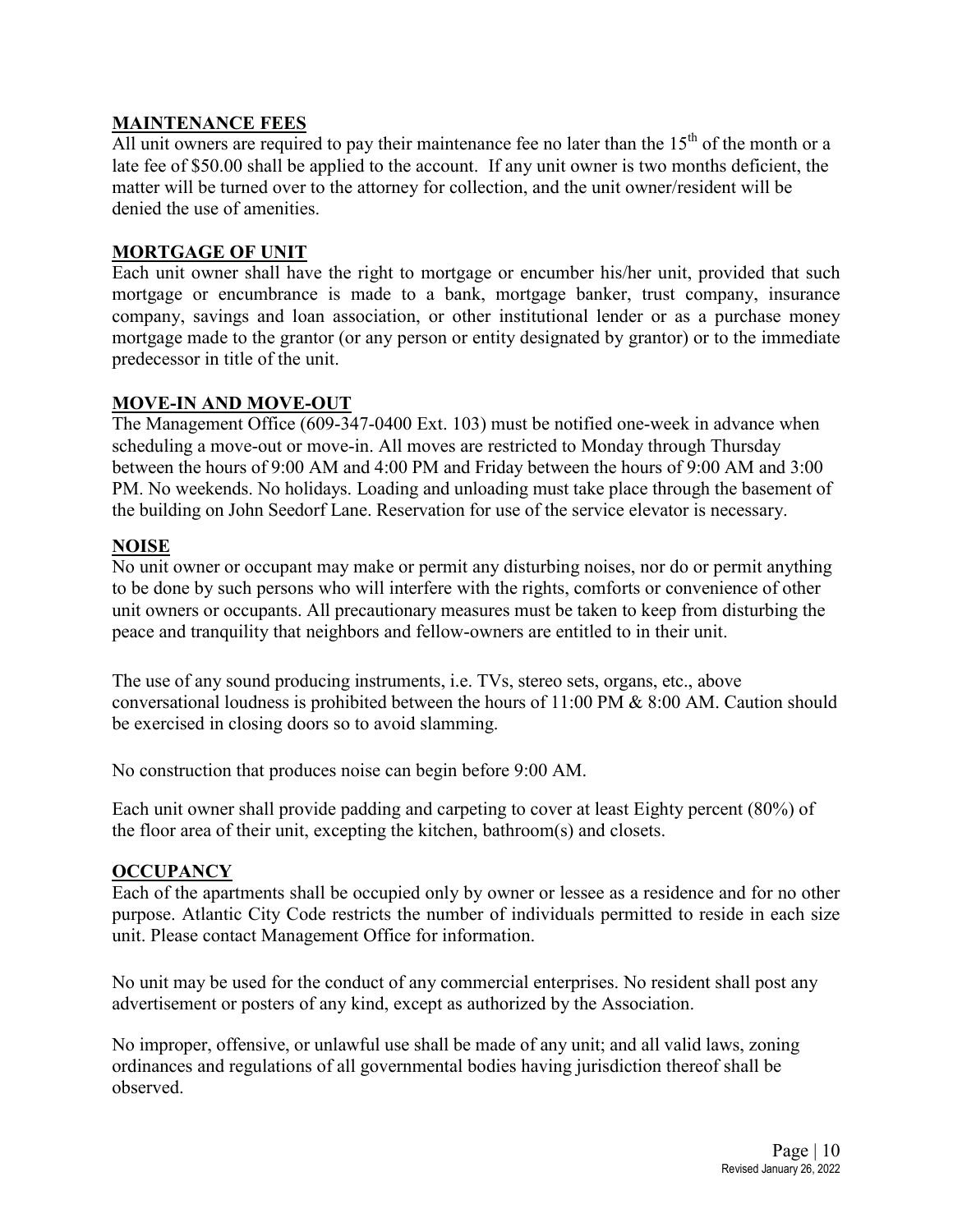## MAINTENANCE FEES

All unit owners are required to pay their maintenance fee no later than the 15th of the month or a late fee of $50.00 shall be applied to the account. If any unit owner is two months deficient, the matter will be turned over to the attorney for collection, and the unit owner/resident will be denied the use of amenities.

## MORTGAGE OF UNIT

Each unit owner shall have the right to mortgage or encumber his/her unit, provided that such mortgage or encumbrance is made to a bank, mortgage banker, trust company, insurance company, savings and loan association, or other institutional lender or as a purchase money mortgage made to the grantor (or any person or entity designated by grantor) or to the immediate predecessor in title of the unit.

## MOVE-IN AND MOVE-OUT

The Management Office (609-347-0400 Ext. 103) must be notified one-week in advance when scheduling a move-out or move-in. All moves are restricted to Monday through Thursday between the hours of 9:00 AM and 4:00 PM and Friday between the hours of 9:00 AM and 3:00 PM. No weekends. No holidays. Loading and unloading must take place through the basement of the building on John Seedorf Lane. Reservation for use of the service elevator is necessary.

## NOISE

No unit owner or occupant may make or permit any disturbing noises, nor do or permit anything to be done by such persons who will interfere with the rights, comforts or convenience of other unit owners or occupants. All precautionary measures must be taken to keep from disturbing the peace and tranquility that neighbors and fellow-owners are entitled to in their unit.

The use of any sound producing instruments, i.e. TVs, stereo sets, organs, etc., above conversational loudness is prohibited between the hours of 11:00 PM & 8:00 AM. Caution should be exercised in closing doors so to avoid slamming.

No construction that produces noise can begin before 9:00 AM.

Each unit owner shall provide padding and carpeting to cover at least Eighty percent (80%) of the floor area of their unit, excepting the kitchen, bathroom(s) and closets.

## OCCUPANCY

Each of the apartments shall be occupied only by owner or lessee as a residence and for no other purpose. Atlantic City Code restricts the number of individuals permitted to reside in each size unit. Please contact Management Office for information.

No unit may be used for the conduct of any commercial enterprises. No resident shall post any advertisement or posters of any kind, except as authorized by the Association.

No improper, offensive, or unlawful use shall be made of any unit; and all valid laws, zoning ordinances and regulations of all governmental bodies having jurisdiction thereof shall be observed.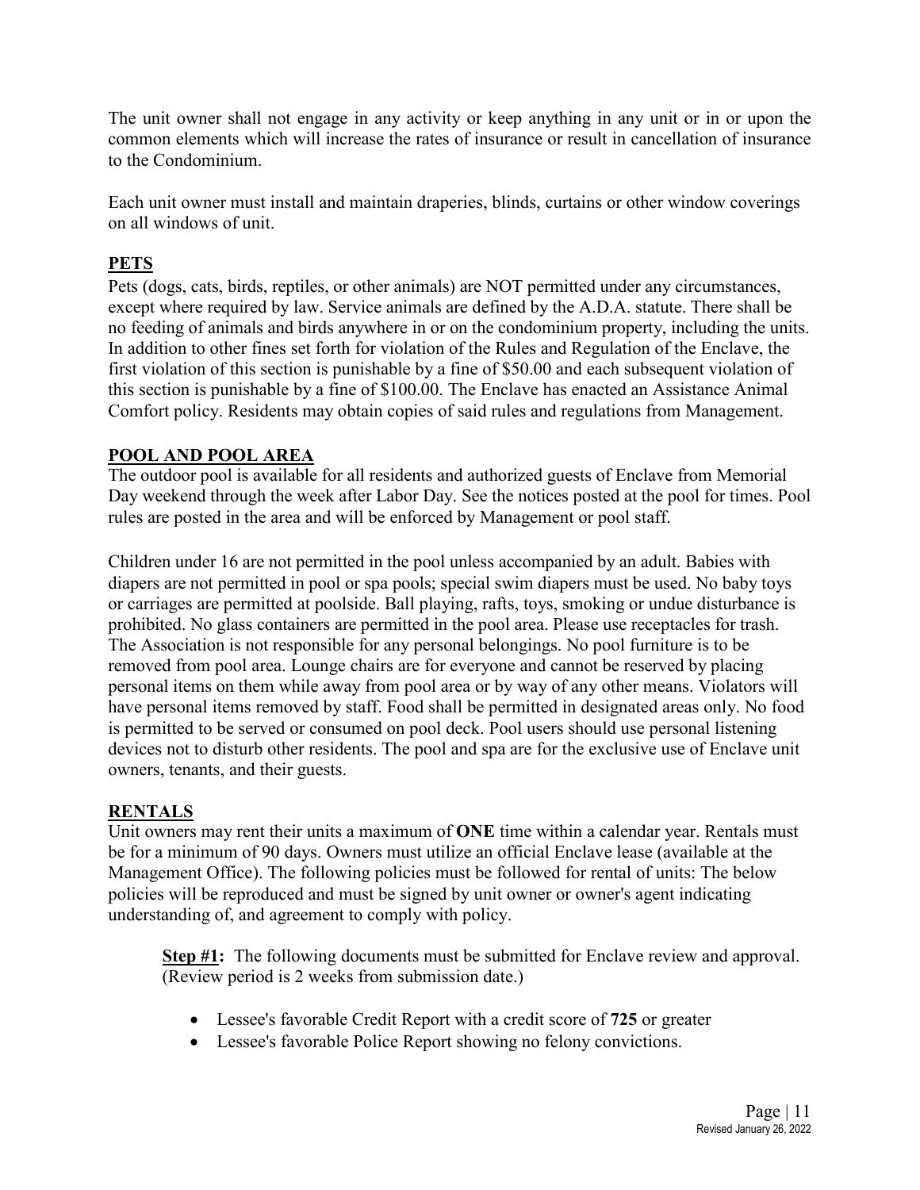The unit owner shall not engage in any activity or keep anything in any unit or in or upon the common elements which will increase the rates of insurance or result in cancellation of insurance to the Condominium.

Each unit owner must install and maintain draperies, blinds, curtains or other window coverings on all windows of unit.

## PETS

Pets (dogs, cats, birds, reptiles, or other animals) are NOT permitted under any circumstances, except where required by law. Service animals are defined by the A.D.A. statute. There shall be no feeding of animals and birds anywhere in or on the condominium property, including the units. In addition to other fines set forth for violation of the Rules and Regulation of the Enclave, the first violation of this section is punishable by a fine of $50.00 and each subsequent violation of this section is punishable by a fine of $100.00. The Enclave has enacted an Assistance Animal Comfort policy. Residents may obtain copies of said rules and regulations from Management.

## POOL AND POOL AREA

The outdoor pool is available for all residents and authorized guests of Enclave from Memorial Day weekend through the week after Labor Day. See the notices posted at the pool for times. Pool rules are posted in the area and will be enforced by Management or pool staff.

Children under 16 are not permitted in the pool unless accompanied by an adult. Babies with diapers are not permitted in pool or spa pools; special swim diapers must be used. No baby toys or carriages are permitted at poolside. Ball playing, rafts, toys, smoking or undue disturbance is prohibited. No glass containers are permitted in the pool area. Please use receptacles for trash. The Association is not responsible for any personal belongings. No pool furniture is to be removed from pool area. Lounge chairs are for everyone and cannot be reserved by placing personal items on them while away from pool area or by way of any other means. Violators will have personal items removed by staff. Food shall be permitted in designated areas only. No food is permitted to be served or consumed on pool deck. Pool users should use personal listening devices not to disturb other residents. The pool and spa are for the exclusive use of Enclave unit owners, tenants, and their guests.

## RENTALS

Unit owners may rent their units a maximum of **ONE** time within a calendar year. Rentals must be for a minimum of 90 days. Owners must utilize an official Enclave lease (available at the Management Office). The following policies must be followed for rental of units: The below policies will be reproduced and must be signed by unit owner or owner's agent indicating understanding of, and agreement to comply with policy.

**Step #1:** The following documents must be submitted for Enclave review and approval. (Review period is 2 weeks from submission date.)

- Lessee's favorable Credit Report with a credit score of **725** or greater
- Lessee's favorable Police Report showing no felony convictions.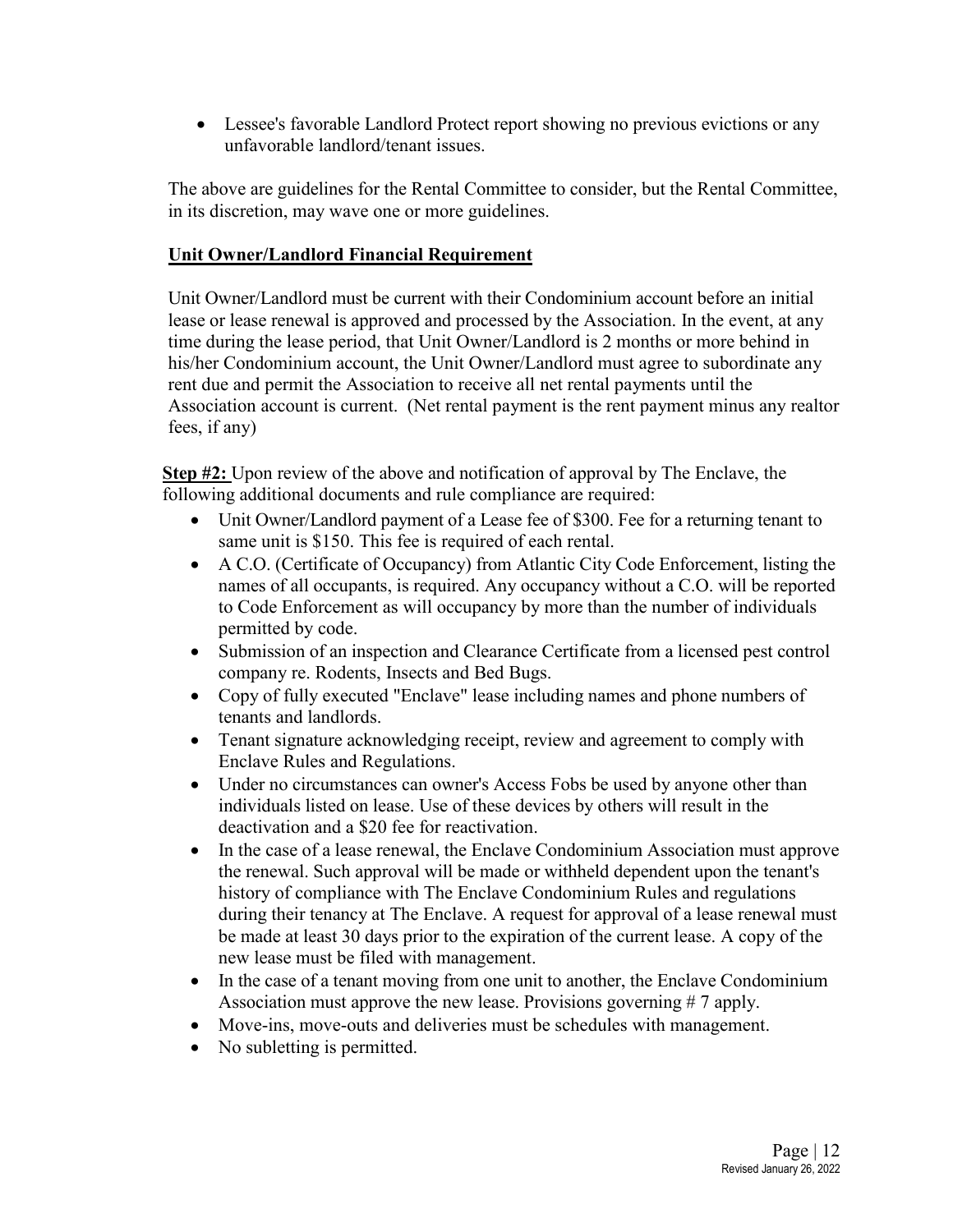- Lessee's favorable Landlord Protect report showing no previous evictions or any unfavorable landlord/tenant issues.

The above are guidelines for the Rental Committee to consider, but the Rental Committee, in its discretion, may wave one or more guidelines.

**Unit Owner/Landlord Financial Requirement**

Unit Owner/Landlord must be current with their Condominium account before an initial lease or lease renewal is approved and processed by the Association. In the event, at any time during the lease period, that Unit Owner/Landlord is 2 months or more behind in his/her Condominium account, the Unit Owner/Landlord must agree to subordinate any rent due and permit the Association to receive all net rental payments until the Association account is current. (Net rental payment is the rent payment minus any realtor fees, if any)

**Step #2:** Upon review of the above and notification of approval by The Enclave, the following additional documents and rule compliance are required:

- Unit Owner/Landlord payment of a Lease fee of $300. Fee for a returning tenant to same unit is $150. This fee is required of each rental.
- A C.O. (Certificate of Occupancy) from Atlantic City Code Enforcement, listing the names of all occupants, is required. Any occupancy without a C.O. will be reported to Code Enforcement as will occupancy by more than the number of individuals permitted by code.
- Submission of an inspection and Clearance Certificate from a licensed pest control company re. Rodents, Insects and Bed Bugs.
- Copy of fully executed "Enclave" lease including names and phone numbers of tenants and landlords.
- Tenant signature acknowledging receipt, review and agreement to comply with Enclave Rules and Regulations.
- Under no circumstances can owner's Access Fobs be used by anyone other than individuals listed on lease. Use of these devices by others will result in the deactivation and a $20 fee for reactivation.
- In the case of a lease renewal, the Enclave Condominium Association must approve the renewal. Such approval will be made or withheld dependent upon the tenant's history of compliance with The Enclave Condominium Rules and regulations during their tenancy at The Enclave. A request for approval of a lease renewal must be made at least 30 days prior to the expiration of the current lease. A copy of the new lease must be filed with management.
- In the case of a tenant moving from one unit to another, the Enclave Condominium Association must approve the new lease. Provisions governing # 7 apply.
- Move-ins, move-outs and deliveries must be schedules with management.
- No subletting is permitted.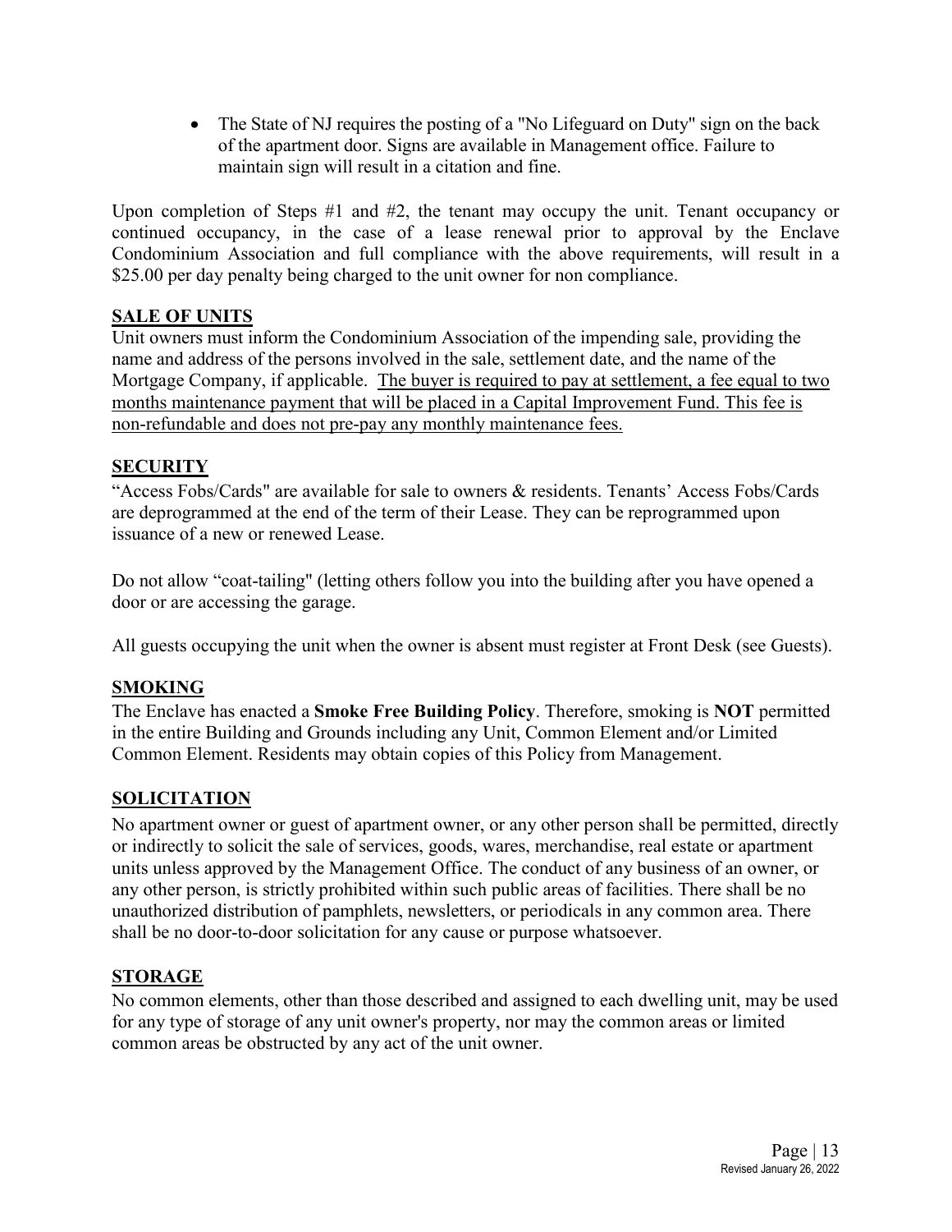- The State of NJ requires the posting of a "No Lifeguard on Duty" sign on the back of the apartment door. Signs are available in Management office. Failure to maintain sign will result in a citation and fine.

Upon completion of Steps #1 and #2, the tenant may occupy the unit. Tenant occupancy or continued occupancy, in the case of a lease renewal prior to approval by the Enclave Condominium Association and full compliance with the above requirements, will result in a $25.00 per day penalty being charged to the unit owner for non compliance.

## SALE OF UNITS

Unit owners must inform the Condominium Association of the impending sale, providing the name and address of the persons involved in the sale, settlement date, and the name of the Mortgage Company, if applicable. <u>The buyer is required to pay at settlement, a fee equal to two months maintenance payment that will be placed in a Capital Improvement Fund. This fee is non-refundable and does not pre-pay any monthly maintenance fees.</u>

## SECURITY

“Access Fobs/Cards" are available for sale to owners & residents. Tenants’ Access Fobs/Cards are deprogrammed at the end of the term of their Lease. They can be reprogrammed upon issuance of a new or renewed Lease.

Do not allow “coat-tailing" (letting others follow you into the building after you have opened a door or are accessing the garage.

All guests occupying the unit when the owner is absent must register at Front Desk (see Guests).

## SMOKING

The Enclave has enacted a **Smoke Free Building Policy**. Therefore, smoking is **NOT** permitted in the entire Building and Grounds including any Unit, Common Element and/or Limited Common Element. Residents may obtain copies of this Policy from Management.

## SOLICITATION

No apartment owner or guest of apartment owner, or any other person shall be permitted, directly or indirectly to solicit the sale of services, goods, wares, merchandise, real estate or apartment units unless approved by the Management Office. The conduct of any business of an owner, or any other person, is strictly prohibited within such public areas of facilities. There shall be no unauthorized distribution of pamphlets, newsletters, or periodicals in any common area. There shall be no door-to-door solicitation for any cause or purpose whatsoever.

## STORAGE

No common elements, other than those described and assigned to each dwelling unit, may be used for any type of storage of any unit owner's property, nor may the common areas or limited common areas be obstructed by any act of the unit owner.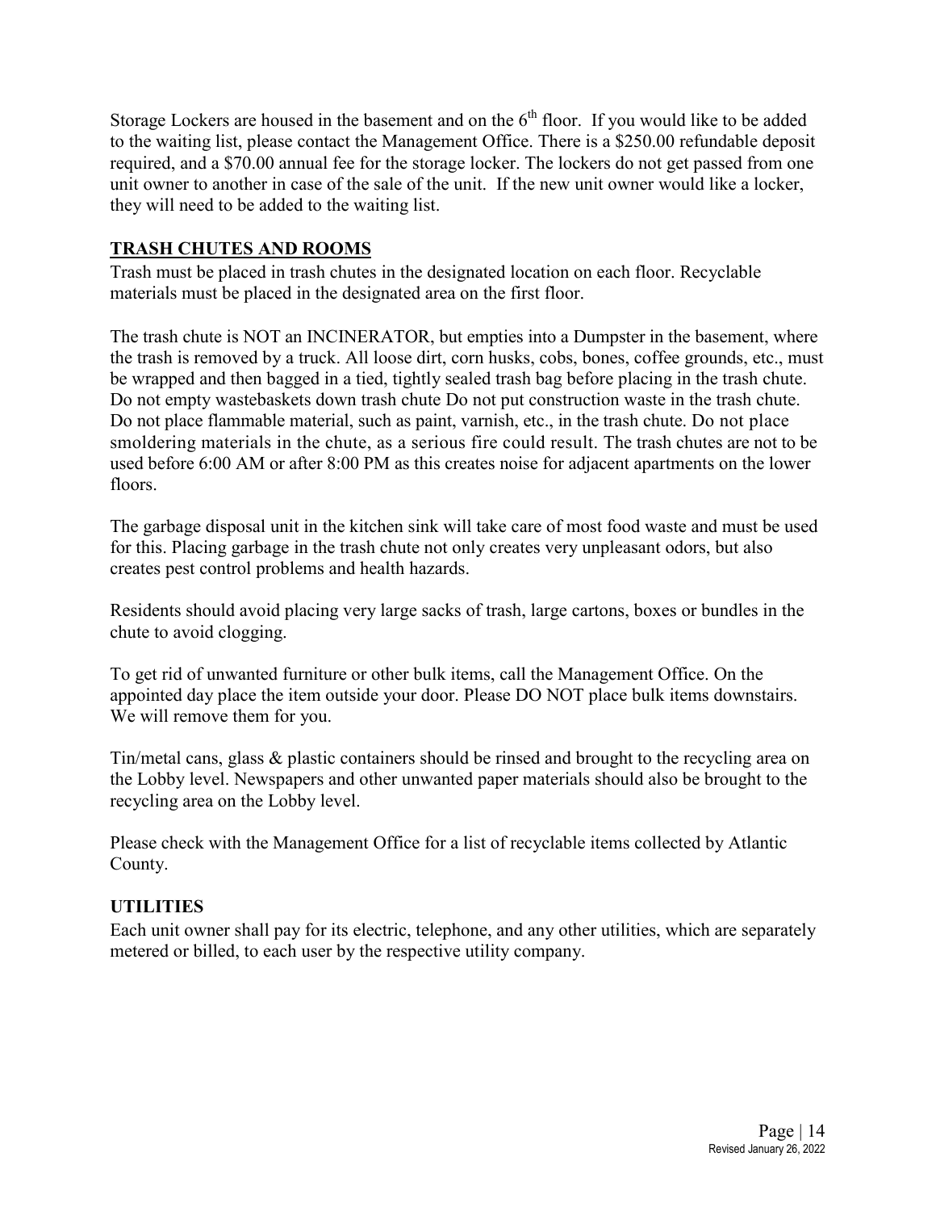Storage Lockers are housed in the basement and on the 6th floor. If you would like to be added to the waiting list, please contact the Management Office. There is a $250.00 refundable deposit required, and a $70.00 annual fee for the storage locker. The lockers do not get passed from one unit owner to another in case of the sale of the unit. If the new unit owner would like a locker, they will need to be added to the waiting list.

## TRASH CHUTES AND ROOMS

Trash must be placed in trash chutes in the designated location on each floor. Recyclable materials must be placed in the designated area on the first floor.

The trash chute is NOT an INCINERATOR, but empties into a Dumpster in the basement, where the trash is removed by a truck. All loose dirt, corn husks, cobs, bones, coffee grounds, etc., must be wrapped and then bagged in a tied, tightly sealed trash bag before placing in the trash chute. Do not empty wastebaskets down trash chute Do not put construction waste in the trash chute. Do not place flammable material, such as paint, varnish, etc., in the trash chute. Do not place smoldering materials in the chute, as a serious fire could result. The trash chutes are not to be used before 6:00 AM or after 8:00 PM as this creates noise for adjacent apartments on the lower floors.

The garbage disposal unit in the kitchen sink will take care of most food waste and must be used for this. Placing garbage in the trash chute not only creates very unpleasant odors, but also creates pest control problems and health hazards.

Residents should avoid placing very large sacks of trash, large cartons, boxes or bundles in the chute to avoid clogging.

To get rid of unwanted furniture or other bulk items, call the Management Office. On the appointed day place the item outside your door. Please DO NOT place bulk items downstairs. We will remove them for you.

Tin/metal cans, glass & plastic containers should be rinsed and brought to the recycling area on the Lobby level. Newspapers and other unwanted paper materials should also be brought to the recycling area on the Lobby level.

Please check with the Management Office for a list of recyclable items collected by Atlantic County.

## UTILITIES

Each unit owner shall pay for its electric, telephone, and any other utilities, which are separately metered or billed, to each user by the respective utility company.

Revised January 26, 2022